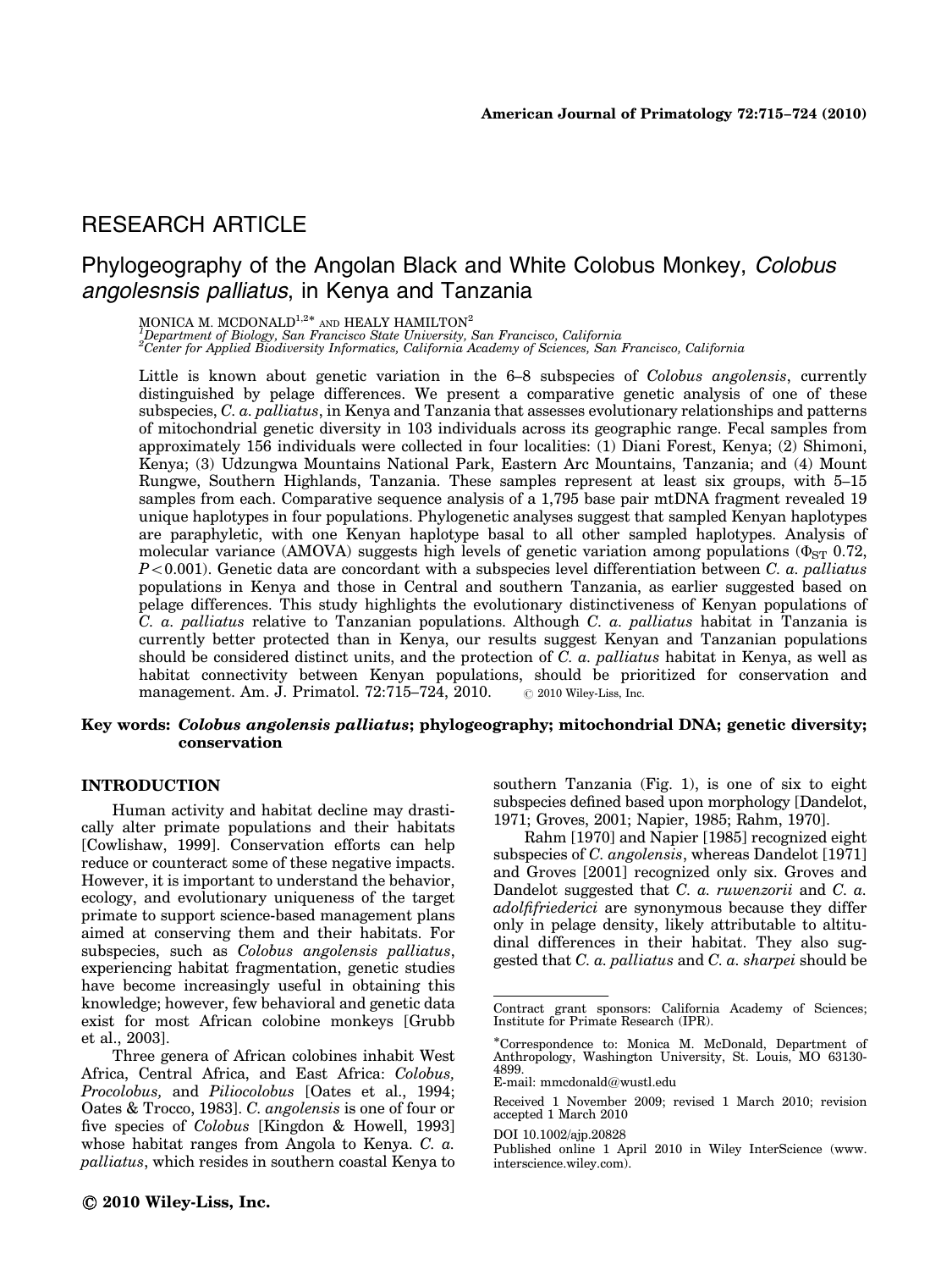RESEARCH ARTICLE

# Phylogeography of the Angolan Black and White Colobus Monkey, *Colobus angolesnsis palliatus*, in Kenya and Tanzania

MONICA M. MCDONALD[1,2*] AND HEALY HAMILTON[2]

[1]*Department of Biology, San Francisco State University, San Francisco, California*
[2]*Center for Applied Biodiversity Informatics, California Academy of Sciences, San Francisco, California*

Little is known about genetic variation in the 6–8 subspecies of *Colobus angolensis*, currently distinguished by pelage differences. We present a comparative genetic analysis of one of these subspecies, *C. a. palliatus*, in Kenya and Tanzania that assesses evolutionary relationships and patterns of mitochondrial genetic diversity in 103 individuals across its geographic range. Fecal samples from approximately 156 individuals were collected in four localities: (1) Diani Forest, Kenya; (2) Shimoni, Kenya; (3) Udzungwa Mountains National Park, Eastern Arc Mountains, Tanzania; and (4) Mount Rungwe, Southern Highlands, Tanzania. These samples represent at least six groups, with 5–15 samples from each. Comparative sequence analysis of a 1,795 base pair mtDNA fragment revealed 19 unique haplotypes in four populations. Phylogenetic analyses suggest that sampled Kenyan haplotypes are paraphyletic, with one Kenyan haplotype basal to all other sampled haplotypes. Analysis of molecular variance (AMOVA) suggests high levels of genetic variation among populations ($\Phi_{ST}$ 0.72, $P<0.001$). Genetic data are concordant with a subspecies level differentiation between *C. a. palliatus* populations in Kenya and those in Central and southern Tanzania, as earlier suggested based on pelage differences. This study highlights the evolutionary distinctiveness of Kenyan populations of *C. a. palliatus* relative to Tanzanian populations. Although *C. a. palliatus* habitat in Tanzania is currently better protected than in Kenya, our results suggest Kenyan and Tanzanian populations should be considered distinct units, and the protection of *C. a. palliatus* habitat in Kenya, as well as habitat connectivity between Kenyan populations, should be prioritized for conservation and management. Am. J. Primatol. 72:715–724, 2010. © 2010 Wiley-Liss, Inc.

**Key words: *Colobus angolensis palliatus*; phylogeography; mitochondrial DNA; genetic diversity; conservation**

## INTRODUCTION

Human activity and habitat decline may drastically alter primate populations and their habitats [Cowlishaw, 1999]. Conservation efforts can help reduce or counteract some of these negative impacts. However, it is important to understand the behavior, ecology, and evolutionary uniqueness of the target primate to support science-based management plans aimed at conserving them and their habitats. For subspecies, such as *Colobus angolensis palliatus*, experiencing habitat fragmentation, genetic studies have become increasingly useful in obtaining this knowledge; however, few behavioral and genetic data exist for most African colobine monkeys [Grubb et al., 2003].

Three genera of African colobines inhabit West Africa, Central Africa, and East Africa: *Colobus, Procolobus,* and *Piliocolobus* [Oates et al., 1994; Oates & Trocco, 1983]. *C. angolensis* is one of four or five species of *Colobus* [Kingdon & Howell, 1993] whose habitat ranges from Angola to Kenya. *C. a. palliatus*, which resides in southern coastal Kenya to southern Tanzania (Fig. 1), is one of six to eight subspecies defined based upon morphology [Dandelot, 1971; Groves, 2001; Napier, 1985; Rahm, 1970].

Rahm [1970] and Napier [1985] recognized eight subspecies of *C. angolensis*, whereas Dandelot [1971] and Groves [2001] recognized only six. Groves and Dandelot suggested that *C. a. ruwenzorii* and *C. a. adolfifriederici* are synonymous because they differ only in pelage density, likely attributable to altitudinal differences in their habitat. They also suggested that *C. a. palliatus* and *C. a. sharpei* should be

---

Contract grant sponsors: California Academy of Sciences; Institute for Primate Research (IPR).

*Correspondence to: Monica M. McDonald, Department of Anthropology, Washington University, St. Louis, MO 63130-4899. E-mail: mmcdonald@wustl.edu

Received 1 November 2009; revised 1 March 2010; revision accepted 1 March 2010

DOI 10.1002/ajp.20828

Published online 1 April 2010 in Wiley InterScience (www.interscience.wiley.com).

© 2010 Wiley-Liss, Inc.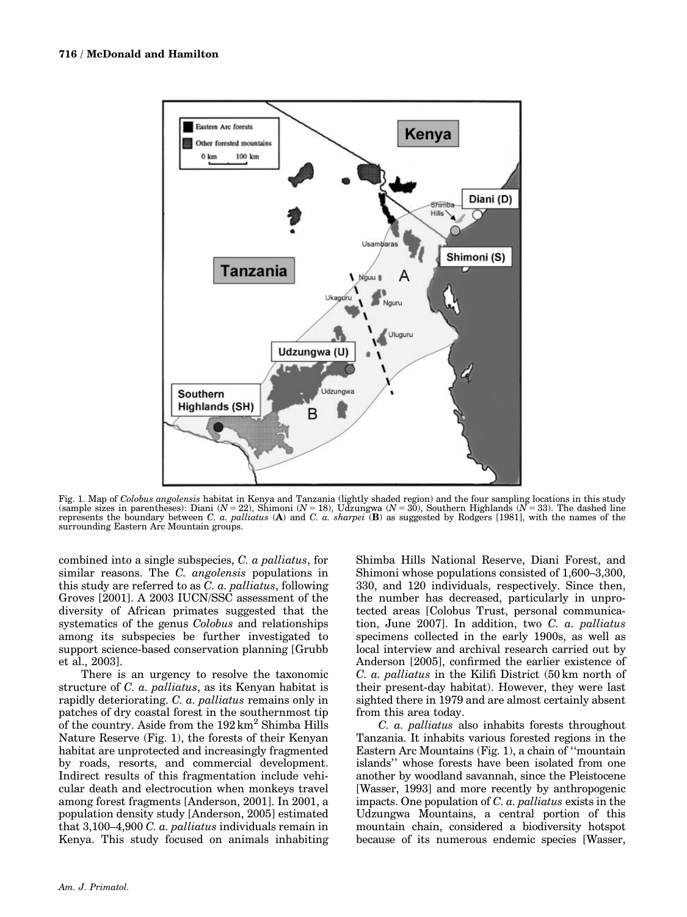Fig. 1. Map of *Colobus angolensis* habitat in Kenya and Tanzania (lightly shaded region) and the four sampling locations in this study (sample sizes in parentheses): Diani ($N = 22$), Shimoni ($N = 18$), Udzungwa ($N = 30$), Southern Highlands ($N = 33$). The dashed line represents the boundary between *C. a. palliatus* (**A**) and *C. a. sharpei* (**B**) as suggested by Rodgers [1981], with the names of the surrounding Eastern Arc Mountain groups.

combined into a single subspecies, *C. a palliatus*, for similar reasons. The *C. angolensis* populations in this study are referred to as *C. a. palliatus*, following Groves [2001]. A 2003 IUCN/SSC assessment of the diversity of African primates suggested that the systematics of the genus *Colobus* and relationships among its subspecies be further investigated to support science-based conservation planning [Grubb et al., 2003].

There is an urgency to resolve the taxonomic structure of *C. a. palliatus*, as its Kenyan habitat is rapidly deteriorating. *C. a. palliatus* remains only in patches of dry coastal forest in the southernmost tip of the country. Aside from the 192 km$^2$ Shimba Hills Nature Reserve (Fig. 1), the forests of their Kenyan habitat are unprotected and increasingly fragmented by roads, resorts, and commercial development. Indirect results of this fragmentation include vehicular death and electrocution when monkeys travel among forest fragments [Anderson, 2001]. In 2001, a population density study [Anderson, 2005] estimated that 3,100–4,900 *C. a. palliatus* individuals remain in Kenya. This study focused on animals inhabiting Shimba Hills National Reserve, Diani Forest, and Shimoni whose populations consisted of 1,600–3,300, 330, and 120 individuals, respectively. Since then, the number has decreased, particularly in unprotected areas [Colobus Trust, personal communication, June 2007]. In addition, two *C. a. palliatus* specimens collected in the early 1900s, as well as local interview and archival research carried out by Anderson [2005], confirmed the earlier existence of *C. a. palliatus* in the Kilifi District (50 km north of their present-day habitat). However, they were last sighted there in 1979 and are almost certainly absent from this area today.

*C. a. palliatus* also inhabits forests throughout Tanzania. It inhabits various forested regions in the Eastern Arc Mountains (Fig. 1), a chain of ''mountain islands'' whose forests have been isolated from one another by woodland savannah, since the Pleistocene [Wasser, 1993] and more recently by anthropogenic impacts. One population of *C. a. palliatus* exists in the Udzungwa Mountains, a central portion of this mountain chain, considered a biodiversity hotspot because of its numerous endemic species [Wasser,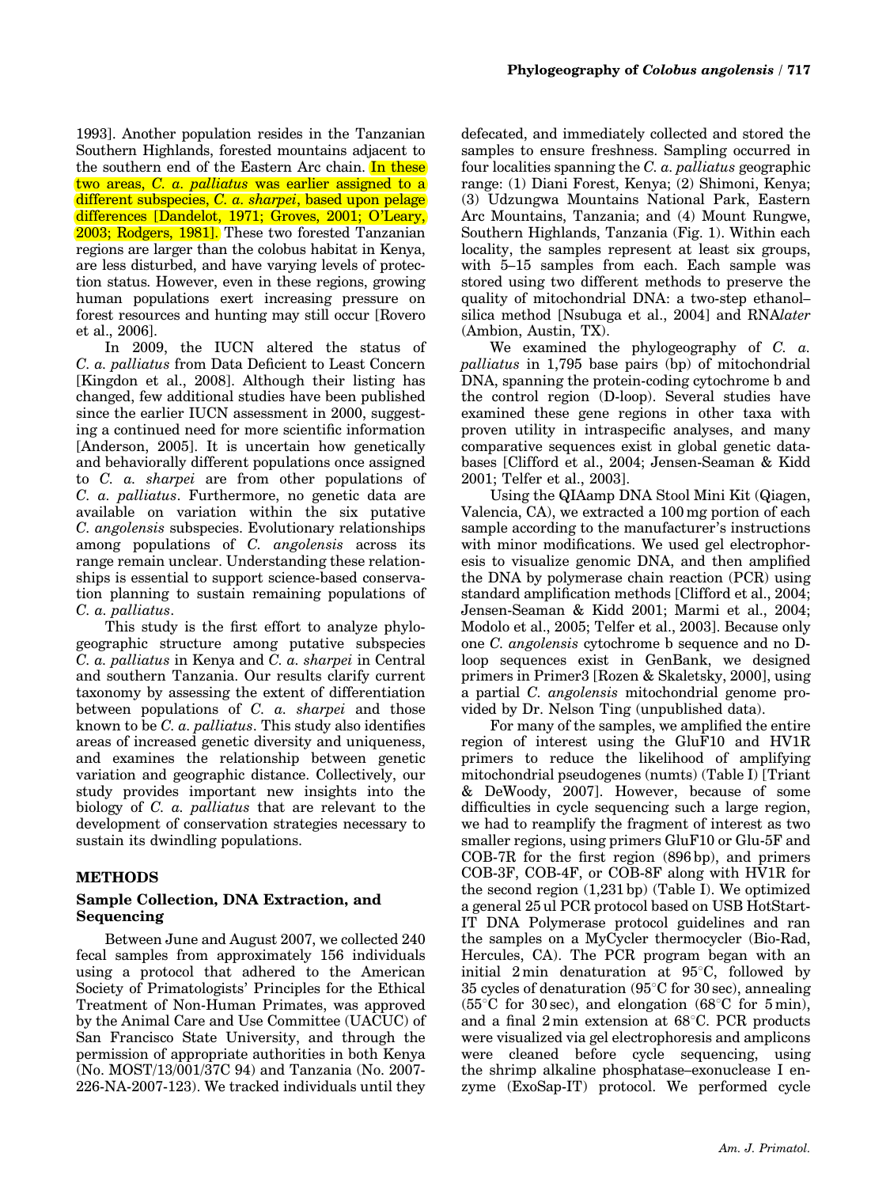1993]. Another population resides in the Tanzanian Southern Highlands, forested mountains adjacent to the southern end of the Eastern Arc chain. In these two areas, *C. a. palliatus* was earlier assigned to a different subspecies, *C. a. sharpei*, based upon pelage differences [Dandelot, 1971; Groves, 2001; O'Leary, 2003; Rodgers, 1981]. These two forested Tanzanian regions are larger than the colobus habitat in Kenya, are less disturbed, and have varying levels of protection status. However, even in these regions, growing human populations exert increasing pressure on forest resources and hunting may still occur [Rovero et al., 2006].

In 2009, the IUCN altered the status of *C. a. palliatus* from Data Deficient to Least Concern [Kingdon et al., 2008]. Although their listing has changed, few additional studies have been published since the earlier IUCN assessment in 2000, suggesting a continued need for more scientific information [Anderson, 2005]. It is uncertain how genetically and behaviorally different populations once assigned to *C. a. sharpei* are from other populations of *C. a. palliatus*. Furthermore, no genetic data are available on variation within the six putative *C. angolensis* subspecies. Evolutionary relationships among populations of *C. angolensis* across its range remain unclear. Understanding these relationships is essential to support science-based conservation planning to sustain remaining populations of *C. a. palliatus*.

This study is the first effort to analyze phylogeographic structure among putative subspecies *C. a. palliatus* in Kenya and *C. a. sharpei* in Central and southern Tanzania. Our results clarify current taxonomy by assessing the extent of differentiation between populations of *C. a. sharpei* and those known to be *C. a. palliatus*. This study also identifies areas of increased genetic diversity and uniqueness, and examines the relationship between genetic variation and geographic distance. Collectively, our study provides important new insights into the biology of *C. a. palliatus* that are relevant to the development of conservation strategies necessary to sustain its dwindling populations.

## METHODS

### Sample Collection, DNA Extraction, and Sequencing

Between June and August 2007, we collected 240 fecal samples from approximately 156 individuals using a protocol that adhered to the American Society of Primatologists' Principles for the Ethical Treatment of Non-Human Primates, was approved by the Animal Care and Use Committee (UACUC) of San Francisco State University, and through the permission of appropriate authorities in both Kenya (No. MOST/13/001/37C 94) and Tanzania (No. 2007-226-NA-2007-123). We tracked individuals until they defecated, and immediately collected and stored the samples to ensure freshness. Sampling occurred in four localities spanning the *C. a. palliatus* geographic range: (1) Diani Forest, Kenya; (2) Shimoni, Kenya; (3) Udzungwa Mountains National Park, Eastern Arc Mountains, Tanzania; and (4) Mount Rungwe, Southern Highlands, Tanzania (Fig. 1). Within each locality, the samples represent at least six groups, with 5–15 samples from each. Each sample was stored using two different methods to preserve the quality of mitochondrial DNA: a two-step ethanol–silica method [Nsubuga et al., 2004] and RNA*later* (Ambion, Austin, TX).

We examined the phylogeography of *C. a. palliatus* in 1,795 base pairs (bp) of mitochondrial DNA, spanning the protein-coding cytochrome b and the control region (D-loop). Several studies have examined these gene regions in other taxa with proven utility in intraspecific analyses, and many comparative sequences exist in global genetic databases [Clifford et al., 2004; Jensen-Seaman & Kidd 2001; Telfer et al., 2003].

Using the QIAamp DNA Stool Mini Kit (Qiagen, Valencia, CA), we extracted a 100 mg portion of each sample according to the manufacturer's instructions with minor modifications. We used gel electrophoresis to visualize genomic DNA, and then amplified the DNA by polymerase chain reaction (PCR) using standard amplification methods [Clifford et al., 2004; Jensen-Seaman & Kidd 2001; Marmi et al., 2004; Modolo et al., 2005; Telfer et al., 2003]. Because only one *C. angolensis* cytochrome b sequence and no D-loop sequences exist in GenBank, we designed primers in Primer3 [Rozen & Skaletsky, 2000], using a partial *C. angolensis* mitochondrial genome provided by Dr. Nelson Ting (unpublished data).

For many of the samples, we amplified the entire region of interest using the GluF10 and HV1R primers to reduce the likelihood of amplifying mitochondrial pseudogenes (numts) (Table I) [Triant & DeWoody, 2007]. However, because of some difficulties in cycle sequencing such a large region, we had to reamplify the fragment of interest as two smaller regions, using primers GluF10 or Glu-5F and COB-7R for the first region (896 bp), and primers COB-3F, COB-4F, or COB-8F along with HV1R for the second region (1,231 bp) (Table I). We optimized a general 25 ul PCR protocol based on USB HotStart-IT DNA Polymerase protocol guidelines and ran the samples on a MyCycler thermocycler (Bio-Rad, Hercules, CA). The PCR program began with an initial 2 min denaturation at 95°C, followed by 35 cycles of denaturation (95°C for 30 sec), annealing (55°C for 30 sec), and elongation (68°C for 5 min), and a final 2 min extension at 68°C. PCR products were visualized via gel electrophoresis and amplicons were cleaned before cycle sequencing, using the shrimp alkaline phosphatase–exonuclease I enzyme (ExoSap-IT) protocol. We performed cycle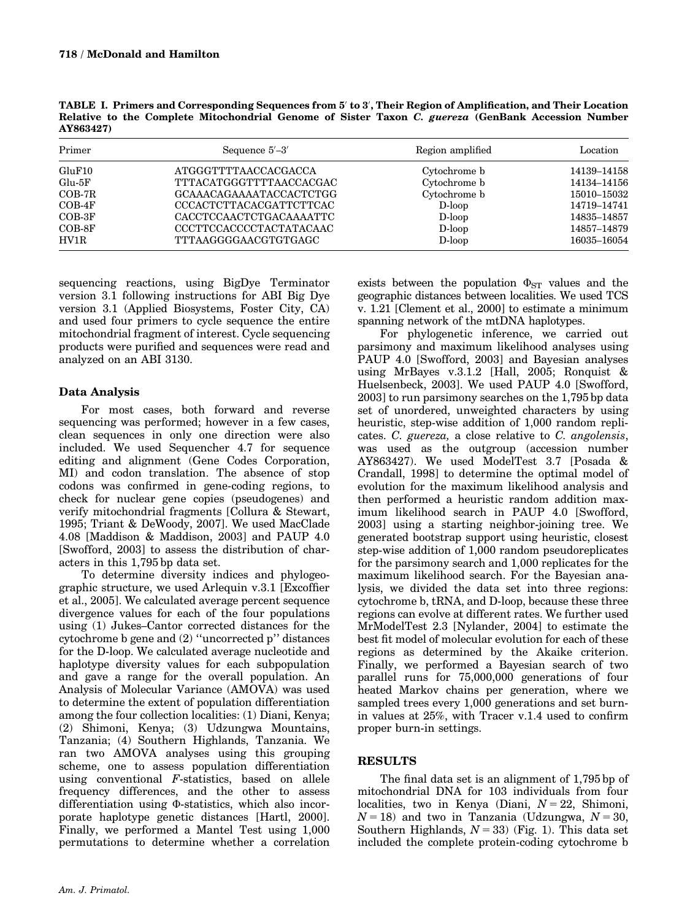**TABLE I. Primers and Corresponding Sequences from 5′ to 3′, Their Region of Amplification, and Their Location Relative to the Complete Mitochondrial Genome of Sister Taxon *C. guereza* (GenBank Accession Number AY863427)**

| Primer | Sequence 5′–3′ | Region amplified | Location |
|---|---|---|---|
| GluF10 | ATGGGTTTTAACCACGACCA | Cytochrome b | 14139–14158 |
| Glu-5F | TTTACATGGGTTTTAACCACGAC | Cytochrome b | 14134–14156 |
| COB-7R | GCAAACAGAAAATACCACTCTGG | Cytochrome b | 15010–15032 |
| COB-4F | CCCACTCTTACACGATTCTTCAC | D-loop | 14719–14741 |
| COB-3F | CACCTCCAACTCTGACAAAATTC | D-loop | 14835–14857 |
| COB-8F | CCCTTCCACCCCTACTATACAAC | D-loop | 14857–14879 |
| HV1R | TTTAAGGGGAACGTGTGAGC | D-loop | 16035–16054 |

sequencing reactions, using BigDye Terminator version 3.1 following instructions for ABI Big Dye version 3.1 (Applied Biosystems, Foster City, CA) and used four primers to cycle sequence the entire mitochondrial fragment of interest. Cycle sequencing products were purified and sequences were read and analyzed on an ABI 3130.

### Data Analysis

For most cases, both forward and reverse sequencing was performed; however in a few cases, clean sequences in only one direction were also included. We used Sequencher 4.7 for sequence editing and alignment (Gene Codes Corporation, MI) and codon translation. The absence of stop codons was confirmed in gene-coding regions, to check for nuclear gene copies (pseudogenes) and verify mitochondrial fragments [Collura & Stewart, 1995; Triant & DeWoody, 2007]. We used MacClade 4.08 [Maddison & Maddison, 2003] and PAUP 4.0 [Swofford, 2003] to assess the distribution of characters in this 1,795 bp data set.

To determine diversity indices and phylogeographic structure, we used Arlequin v.3.1 [Excoffier et al., 2005]. We calculated average percent sequence divergence values for each of the four populations using (1) Jukes–Cantor corrected distances for the cytochrome b gene and (2) "uncorrected p" distances for the D-loop. We calculated average nucleotide and haplotype diversity values for each subpopulation and gave a range for the overall population. An Analysis of Molecular Variance (AMOVA) was used to determine the extent of population differentiation among the four collection localities: (1) Diani, Kenya; (2) Shimoni, Kenya; (3) Udzungwa Mountains, Tanzania; (4) Southern Highlands, Tanzania. We ran two AMOVA analyses using this grouping scheme, one to assess population differentiation using conventional *F*-statistics, based on allele frequency differences, and the other to assess differentiation using Φ-statistics, which also incorporate haplotype genetic distances [Hartl, 2000]. Finally, we performed a Mantel Test using 1,000 permutations to determine whether a correlation exists between the population $\Phi_{ST}$ values and the geographic distances between localities. We used TCS v. 1.21 [Clement et al., 2000] to estimate a minimum spanning network of the mtDNA haplotypes.

For phylogenetic inference, we carried out parsimony and maximum likelihood analyses using PAUP 4.0 [Swofford, 2003] and Bayesian analyses using MrBayes v.3.1.2 [Hall, 2005; Ronquist & Huelsenbeck, 2003]. We used PAUP 4.0 [Swofford, 2003] to run parsimony searches on the 1,795 bp data set of unordered, unweighted characters by using heuristic, step-wise addition of 1,000 random replicates. *C. guereza*, a close relative to *C. angolensis*, was used as the outgroup (accession number AY863427). We used ModelTest 3.7 [Posada & Crandall, 1998] to determine the optimal model of evolution for the maximum likelihood analysis and then performed a heuristic random addition maximum likelihood search in PAUP 4.0 [Swofford, 2003] using a starting neighbor-joining tree. We generated bootstrap support using heuristic, closest step-wise addition of 1,000 random pseudoreplicates for the parsimony search and 1,000 replicates for the maximum likelihood search. For the Bayesian analysis, we divided the data set into three regions: cytochrome b, tRNA, and D-loop, because these three regions can evolve at different rates. We further used MrModelTest 2.3 [Nylander, 2004] to estimate the best fit model of molecular evolution for each of these regions as determined by the Akaike criterion. Finally, we performed a Bayesian search of two parallel runs for 75,000,000 generations of four heated Markov chains per generation, where we sampled trees every 1,000 generations and set burn-in values at 25%, with Tracer v.1.4 used to confirm proper burn-in settings.

## RESULTS

The final data set is an alignment of 1,795 bp of mitochondrial DNA for 103 individuals from four localities, two in Kenya (Diani, $N = 22$, Shimoni, $N = 18$) and two in Tanzania (Udzungwa, $N = 30$, Southern Highlands, $N = 33$) (Fig. 1). This data set included the complete protein-coding cytochrome b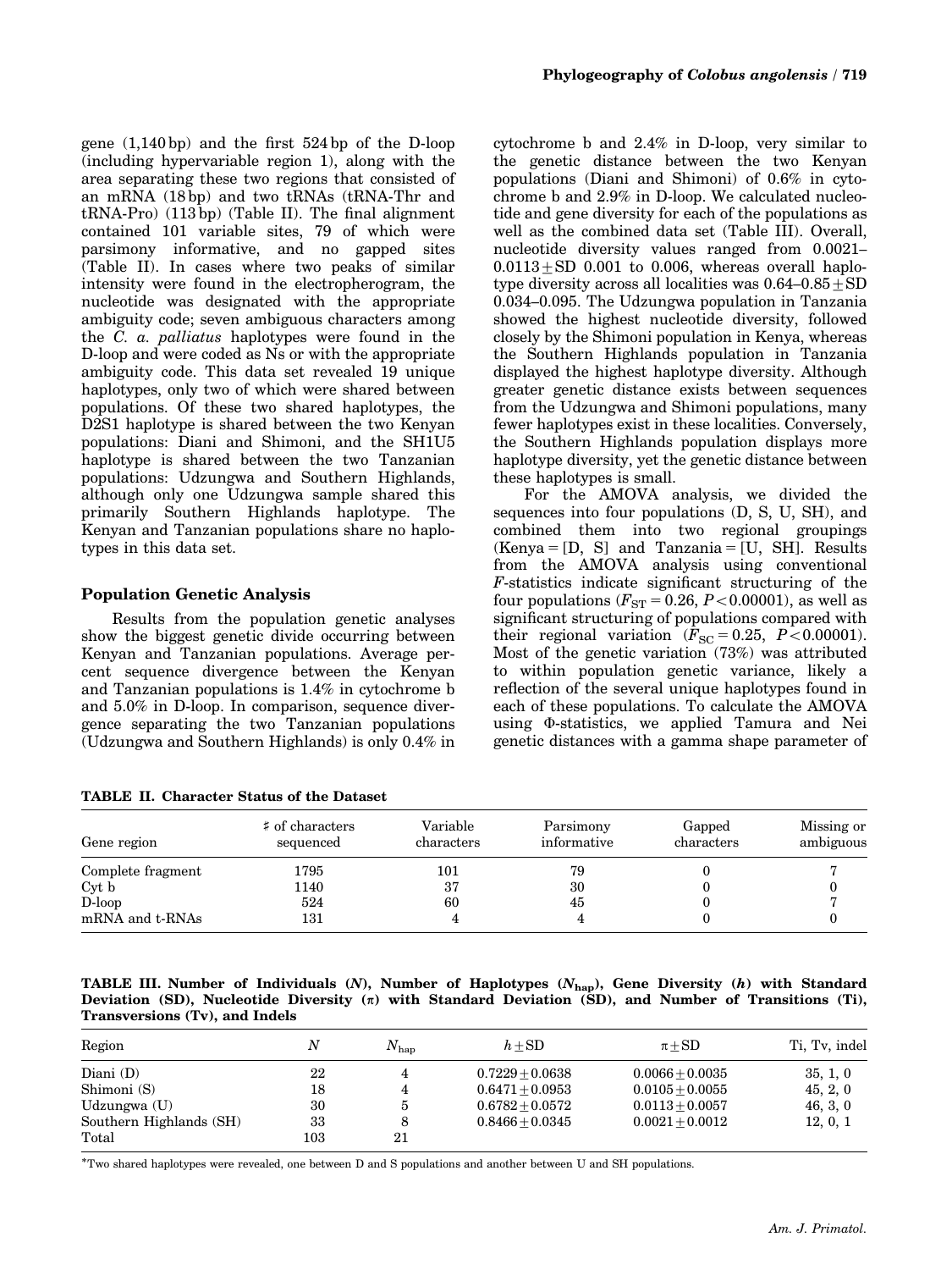gene (1,140 bp) and the first 524 bp of the D-loop (including hypervariable region 1), along with the area separating these two regions that consisted of an mRNA (18 bp) and two tRNAs (tRNA-Thr and tRNA-Pro) (113 bp) (Table II). The final alignment contained 101 variable sites, 79 of which were parsimony informative, and no gapped sites (Table II). In cases where two peaks of similar intensity were found in the electropherogram, the nucleotide was designated with the appropriate ambiguity code; seven ambiguous characters among the *C. a. palliatus* haplotypes were found in the D-loop and were coded as Ns or with the appropriate ambiguity code. This data set revealed 19 unique haplotypes, only two of which were shared between populations. Of these two shared haplotypes, the D2S1 haplotype is shared between the two Kenyan populations: Diani and Shimoni, and the SH1U5 haplotype is shared between the two Tanzanian populations: Udzungwa and Southern Highlands, although only one Udzungwa sample shared this primarily Southern Highlands haplotype. The Kenyan and Tanzanian populations share no haplotypes in this data set.

## Population Genetic Analysis

Results from the population genetic analyses show the biggest genetic divide occurring between Kenyan and Tanzanian populations. Average percent sequence divergence between the Kenyan and Tanzanian populations is 1.4% in cytochrome b and 5.0% in D-loop. In comparison, sequence divergence separating the two Tanzanian populations (Udzungwa and Southern Highlands) is only 0.4% in cytochrome b and 2.4% in D-loop, very similar to the genetic distance between the two Kenyan populations (Diani and Shimoni) of 0.6% in cytochrome b and 2.9% in D-loop. We calculated nucleotide and gene diversity for each of the populations as well as the combined data set (Table III). Overall, nucleotide diversity values ranged from 0.0021–0.0113 ± SD 0.001 to 0.006, whereas overall haplotype diversity across all localities was 0.64–0.85 ± SD 0.034–0.095. The Udzungwa population in Tanzania showed the highest nucleotide diversity, followed closely by the Shimoni population in Kenya, whereas the Southern Highlands population in Tanzania displayed the highest haplotype diversity. Although greater genetic distance exists between sequences from the Udzungwa and Shimoni populations, many fewer haplotypes exist in these localities. Conversely, the Southern Highlands population displays more haplotype diversity, yet the genetic distance between these haplotypes is small.

For the AMOVA analysis, we divided the sequences into four populations (D, S, U, SH), and combined them into two regional groupings (Kenya = [D, S] and Tanzania = [U, SH]. Results from the AMOVA analysis using conventional *F*-statistics indicate significant structuring of the four populations ($F_{ST} = 0.26$, $P < 0.00001$), as well as significant structuring of populations compared with their regional variation ($F_{SC} = 0.25$, $P < 0.00001$). Most of the genetic variation (73%) was attributed to within population genetic variance, likely a reflection of the several unique haplotypes found in each of these populations. To calculate the AMOVA using Φ-statistics, we applied Tamura and Nei genetic distances with a gamma shape parameter of

**TABLE II. Character Status of the Dataset**

| Gene region | ♯ of characters sequenced | Variable characters | Parsimony informative | Gapped characters | Missing or ambiguous |
|---|---|---|---|---|---|
| Complete fragment | 1795 | 101 | 79 | 0 | 7 |
| Cyt b | 1140 | 37 | 30 | 0 | 0 |
| D-loop | 524 | 60 | 45 | 0 | 7 |
| mRNA and t-RNAs | 131 | 4 | 4 | 0 | 0 |

**TABLE III. Number of Individuals (*N*), Number of Haplotypes ($N_{hap}$), Gene Diversity (*h*) with Standard Deviation (SD), Nucleotide Diversity (π) with Standard Deviation (SD), and Number of Transitions (Ti), Transversions (Tv), and Indels**

| Region | $N$ | $N_{hap}$ | $h \pm$ SD | $\pi \pm$ SD | Ti, Tv, indel |
|---|---|---|---|---|---|
| Diani (D) | 22 | 4 | 0.7229 ± 0.0638 | 0.0066 ± 0.0035 | 35, 1, 0 |
| Shimoni (S) | 18 | 4 | 0.6471 ± 0.0953 | 0.0105 ± 0.0055 | 45, 2, 0 |
| Udzungwa (U) | 30 | 5 | 0.6782 ± 0.0572 | 0.0113 ± 0.0057 | 46, 3, 0 |
| Southern Highlands (SH) | 33 | 8 | 0.8466 ± 0.0345 | 0.0021 ± 0.0012 | 12, 0, 1 |
| Total | 103 | 21 | | | |

*Two shared haplotypes were revealed, one between D and S populations and another between U and SH populations.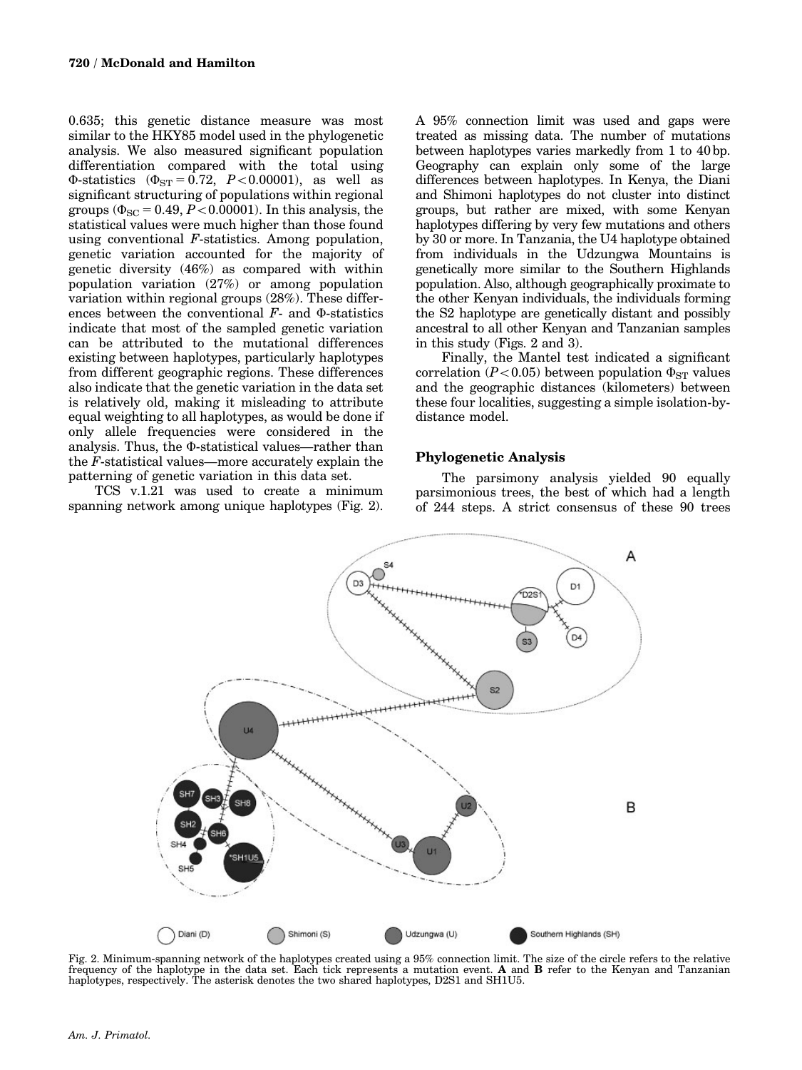0.635; this genetic distance measure was most similar to the HKY85 model used in the phylogenetic analysis. We also measured significant population differentiation compared with the total using Φ-statistics ($\Phi_{ST} = 0.72$, $P < 0.00001$), as well as significant structuring of populations within regional groups ($\Phi_{SC} = 0.49$, $P < 0.00001$). In this analysis, the statistical values were much higher than those found using conventional *F*-statistics. Among population, genetic variation accounted for the majority of genetic diversity (46%) as compared with within population variation (27%) or among population variation within regional groups (28%). These differences between the conventional *F*- and Φ-statistics indicate that most of the sampled genetic variation can be attributed to the mutational differences existing between haplotypes, particularly haplotypes from different geographic regions. These differences also indicate that the genetic variation in the data set is relatively old, making it misleading to attribute equal weighting to all haplotypes, as would be done if only allele frequencies were considered in the analysis. Thus, the Φ-statistical values—rather than the *F*-statistical values—more accurately explain the patterning of genetic variation in this data set.

TCS v.1.21 was used to create a minimum spanning network among unique haplotypes (Fig. 2). A 95% connection limit was used and gaps were treated as missing data. The number of mutations between haplotypes varies markedly from 1 to 40 bp. Geography can explain only some of the large differences between haplotypes. In Kenya, the Diani and Shimoni haplotypes do not cluster into distinct groups, but rather are mixed, with some Kenyan haplotypes differing by very few mutations and others by 30 or more. In Tanzania, the U4 haplotype obtained from individuals in the Udzungwa Mountains is genetically more similar to the Southern Highlands population. Also, although geographically proximate to the other Kenyan individuals, the individuals forming the S2 haplotype are genetically distant and possibly ancestral to all other Kenyan and Tanzanian samples in this study (Figs. 2 and 3).

Finally, the Mantel test indicated a significant correlation ($P < 0.05$) between population $\Phi_{ST}$ values and the geographic distances (kilometers) between these four localities, suggesting a simple isolation-by-distance model.

### Phylogenetic Analysis

The parsimony analysis yielded 90 equally parsimonious trees, the best of which had a length of 244 steps. A strict consensus of these 90 trees

Fig. 2. Minimum-spanning network of the haplotypes created using a 95% connection limit. The size of the circle refers to the relative frequency of the haplotype in the data set. Each tick represents a mutation event. **A** and **B** refer to the Kenyan and Tanzanian haplotypes, respectively. The asterisk denotes the two shared haplotypes, D2S1 and SH1U5.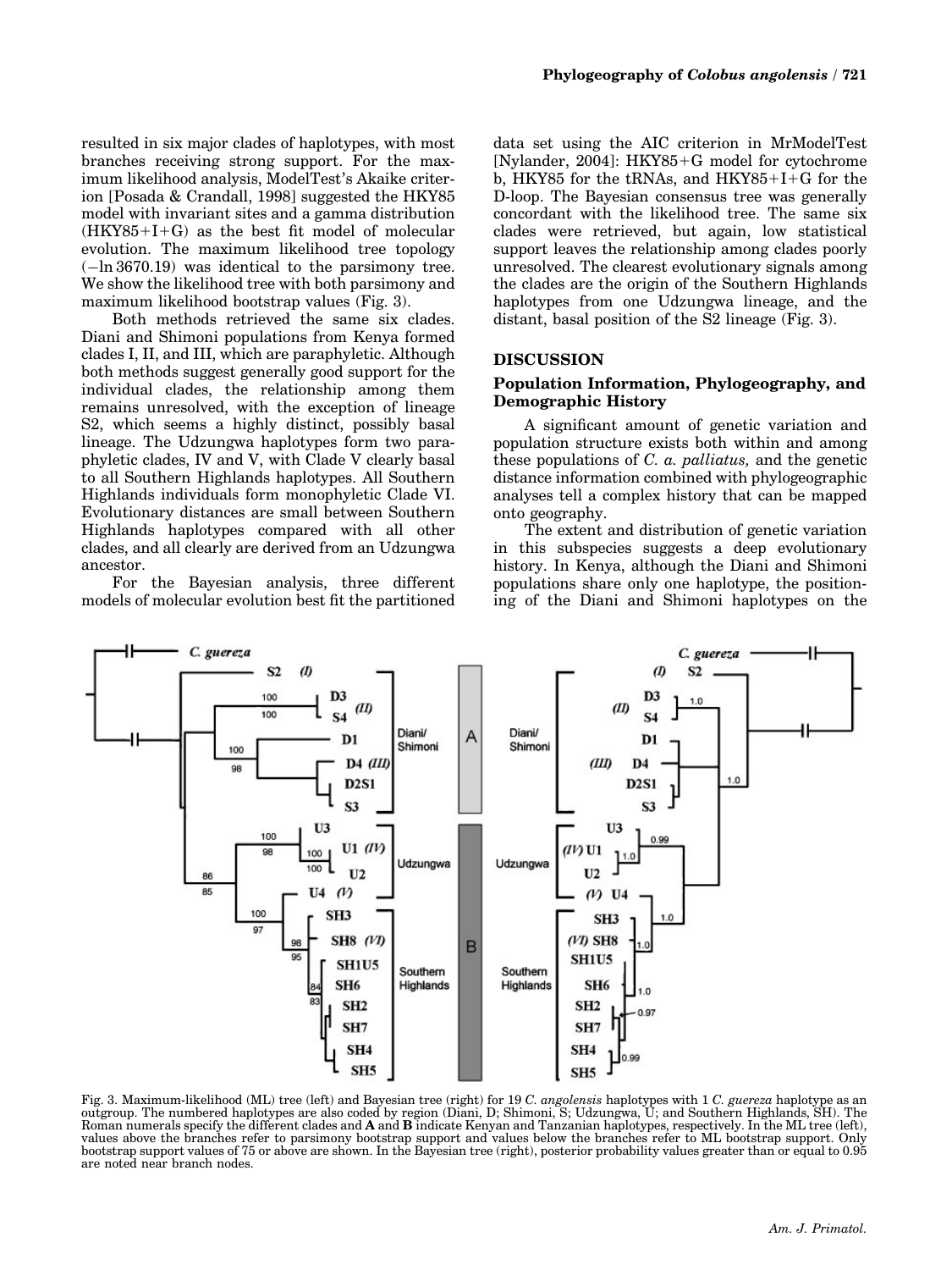resulted in six major clades of haplotypes, with most branches receiving strong support. For the maximum likelihood analysis, ModelTest's Akaike criterion [Posada & Crandall, 1998] suggested the HKY85 model with invariant sites and a gamma distribution (HKY85+I+G) as the best fit model of molecular evolution. The maximum likelihood tree topology (−ln 3670.19) was identical to the parsimony tree. We show the likelihood tree with both parsimony and maximum likelihood bootstrap values (Fig. 3).

Both methods retrieved the same six clades. Diani and Shimoni populations from Kenya formed clades I, II, and III, which are paraphyletic. Although both methods suggest generally good support for the individual clades, the relationship among them remains unresolved, with the exception of lineage S2, which seems a highly distinct, possibly basal lineage. The Udzungwa haplotypes form two paraphyletic clades, IV and V, with Clade V clearly basal to all Southern Highlands haplotypes. All Southern Highlands individuals form monophyletic Clade VI. Evolutionary distances are small between Southern Highlands haplotypes compared with all other clades, and all clearly are derived from an Udzungwa ancestor.

For the Bayesian analysis, three different models of molecular evolution best fit the partitioned data set using the AIC criterion in MrModelTest [Nylander, 2004]: HKY85+G model for cytochrome b, HKY85 for the tRNAs, and HKY85+I+G for the D-loop. The Bayesian consensus tree was generally concordant with the likelihood tree. The same six clades were retrieved, but again, low statistical support leaves the relationship among clades poorly unresolved. The clearest evolutionary signals among the clades are the origin of the Southern Highlands haplotypes from one Udzungwa lineage, and the distant, basal position of the S2 lineage (Fig. 3).

## DISCUSSION

### Population Information, Phylogeography, and Demographic History

A significant amount of genetic variation and population structure exists both within and among these populations of *C. a. palliatus,* and the genetic distance information combined with phylogeographic analyses tell a complex history that can be mapped onto geography.

The extent and distribution of genetic variation in this subspecies suggests a deep evolutionary history. In Kenya, although the Diani and Shimoni populations share only one haplotype, the positioning of the Diani and Shimoni haplotypes on the

Fig. 3. Maximum-likelihood (ML) tree (left) and Bayesian tree (right) for 19 *C. angolensis* haplotypes with 1 *C. guereza* haplotype as an outgroup. The numbered haplotypes are also coded by region (Diani, D; Shimoni, S; Udzungwa, U; and Southern Highlands, SH). The Roman numerals specify the different clades and **A** and **B** indicate Kenyan and Tanzanian haplotypes, respectively. In the ML tree (left), values above the branches refer to parsimony bootstrap support and values below the branches refer to ML bootstrap support. Only bootstrap support values of 75 or above are shown. In the Bayesian tree (right), posterior probability values greater than or equal to 0.95 are noted near branch nodes.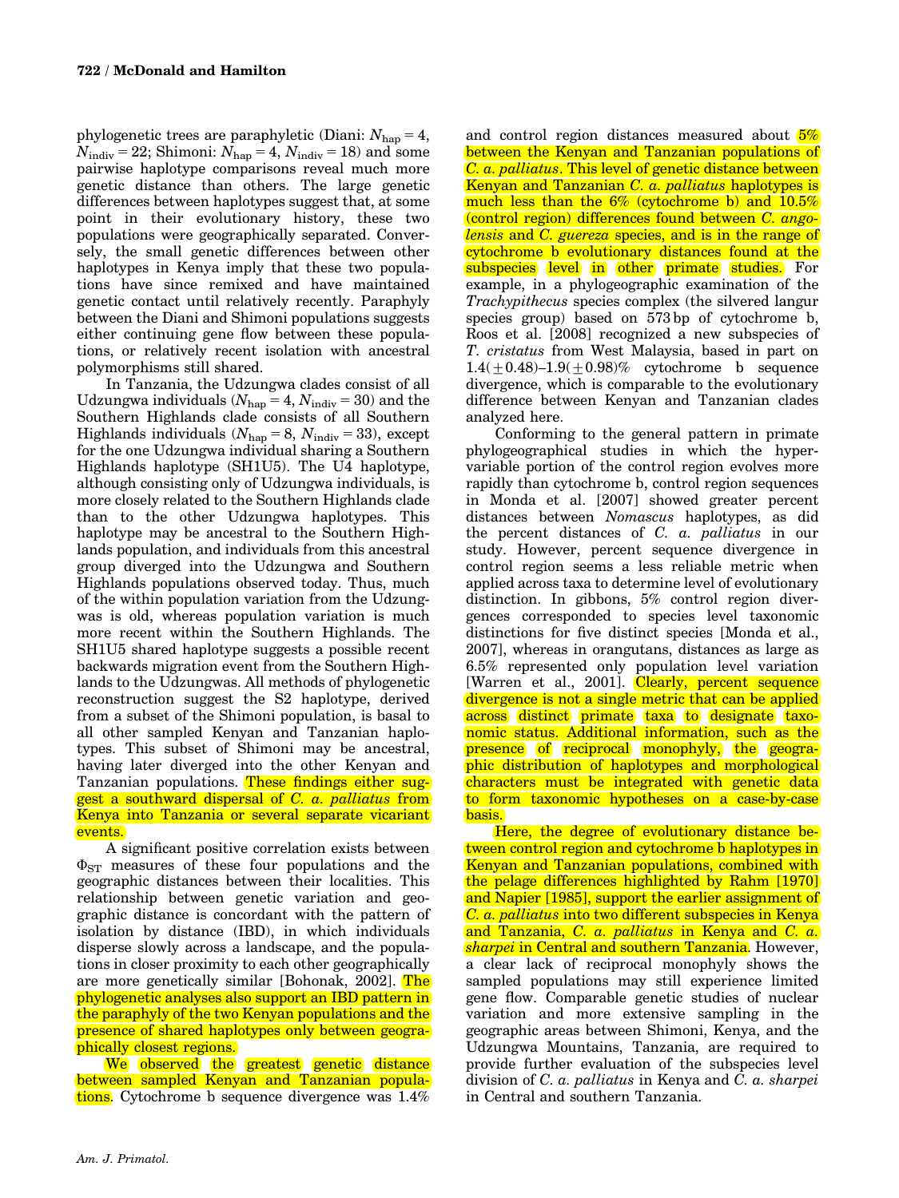phylogenetic trees are paraphyletic (Diani: $N_{hap} = 4$, $N_{indiv} = 22$; Shimoni: $N_{hap} = 4$, $N_{indiv} = 18$) and some pairwise haplotype comparisons reveal much more genetic distance than others. The large genetic differences between haplotypes suggest that, at some point in their evolutionary history, these two populations were geographically separated. Conversely, the small genetic differences between other haplotypes in Kenya imply that these two populations have since remixed and have maintained genetic contact until relatively recently. Paraphyly between the Diani and Shimoni populations suggests either continuing gene flow between these populations, or relatively recent isolation with ancestral polymorphisms still shared.

In Tanzania, the Udzungwa clades consist of all Udzungwa individuals ($N_{hap} = 4$, $N_{indiv} = 30$) and the Southern Highlands clade consists of all Southern Highlands individuals ($N_{hap} = 8$, $N_{indiv} = 33$), except for the one Udzungwa individual sharing a Southern Highlands haplotype (SH1U5). The U4 haplotype, although consisting only of Udzungwa individuals, is more closely related to the Southern Highlands clade than to the other Udzungwa haplotypes. This haplotype may be ancestral to the Southern Highlands population, and individuals from this ancestral group diverged into the Udzungwa and Southern Highlands populations observed today. Thus, much of the within population variation from the Udzungwas is old, whereas population variation is much more recent within the Southern Highlands. The SH1U5 shared haplotype suggests a possible recent backwards migration event from the Southern Highlands to the Udzungwas. All methods of phylogenetic reconstruction suggest the S2 haplotype, derived from a subset of the Shimoni population, is basal to all other sampled Kenyan and Tanzanian haplotypes. This subset of Shimoni may be ancestral, having later diverged into the other Kenyan and Tanzanian populations. These findings either suggest a southward dispersal of *C. a. palliatus* from Kenya into Tanzania or several separate vicariant events.

A significant positive correlation exists between $\Phi_{ST}$ measures of these four populations and the geographic distances between their localities. This relationship between genetic variation and geographic distance is concordant with the pattern of isolation by distance (IBD), in which individuals disperse slowly across a landscape, and the populations in closer proximity to each other geographically are more genetically similar [Bohonak, 2002]. The phylogenetic analyses also support an IBD pattern in the paraphyly of the two Kenyan populations and the presence of shared haplotypes only between geographically closest regions.

We observed the greatest genetic distance between sampled Kenyan and Tanzanian populations. Cytochrome b sequence divergence was 1.4% and control region distances measured about 5% between the Kenyan and Tanzanian populations of *C. a. palliatus*. This level of genetic distance between Kenyan and Tanzanian *C. a. palliatus* haplotypes is much less than the 6% (cytochrome b) and 10.5% (control region) differences found between *C. angolensis* and *C. guereza* species, and is in the range of cytochrome b evolutionary distances found at the subspecies level in other primate studies. For example, in a phylogeographic examination of the *Trachypithecus* species complex (the silvered langur species group) based on 573 bp of cytochrome b, Roos et al. [2008] recognized a new subspecies of *T. cristatus* from West Malaysia, based in part on 1.4($\pm$0.48)–1.9($\pm$0.98)% cytochrome b sequence divergence, which is comparable to the evolutionary difference between Kenyan and Tanzanian clades analyzed here.

Conforming to the general pattern in primate phylogeographical studies in which the hypervariable portion of the control region evolves more rapidly than cytochrome b, control region sequences in Monda et al. [2007] showed greater percent distances between *Nomascus* haplotypes, as did the percent distances of *C. a. palliatus* in our study. However, percent sequence divergence in control region seems a less reliable metric when applied across taxa to determine level of evolutionary distinction. In gibbons, 5% control region divergences corresponded to species level taxonomic distinctions for five distinct species [Monda et al., 2007], whereas in orangutans, distances as large as 6.5% represented only population level variation [Warren et al., 2001]. Clearly, percent sequence divergence is not a single metric that can be applied across distinct primate taxa to designate taxonomic status. Additional information, such as the presence of reciprocal monophyly, the geographic distribution of haplotypes and morphological characters must be integrated with genetic data to form taxonomic hypotheses on a case-by-case basis.

Here, the degree of evolutionary distance between control region and cytochrome b haplotypes in Kenyan and Tanzanian populations, combined with the pelage differences highlighted by Rahm [1970] and Napier [1985], support the earlier assignment of *C. a. palliatus* into two different subspecies in Kenya and Tanzania, *C. a. palliatus* in Kenya and *C. a. sharpei* in Central and southern Tanzania. However, a clear lack of reciprocal monophyly shows the sampled populations may still experience limited gene flow. Comparable genetic studies of nuclear variation and more extensive sampling in the geographic areas between Shimoni, Kenya, and the Udzungwa Mountains, Tanzania, are required to provide further evaluation of the subspecies level division of *C. a. palliatus* in Kenya and *C. a. sharpei* in Central and southern Tanzania.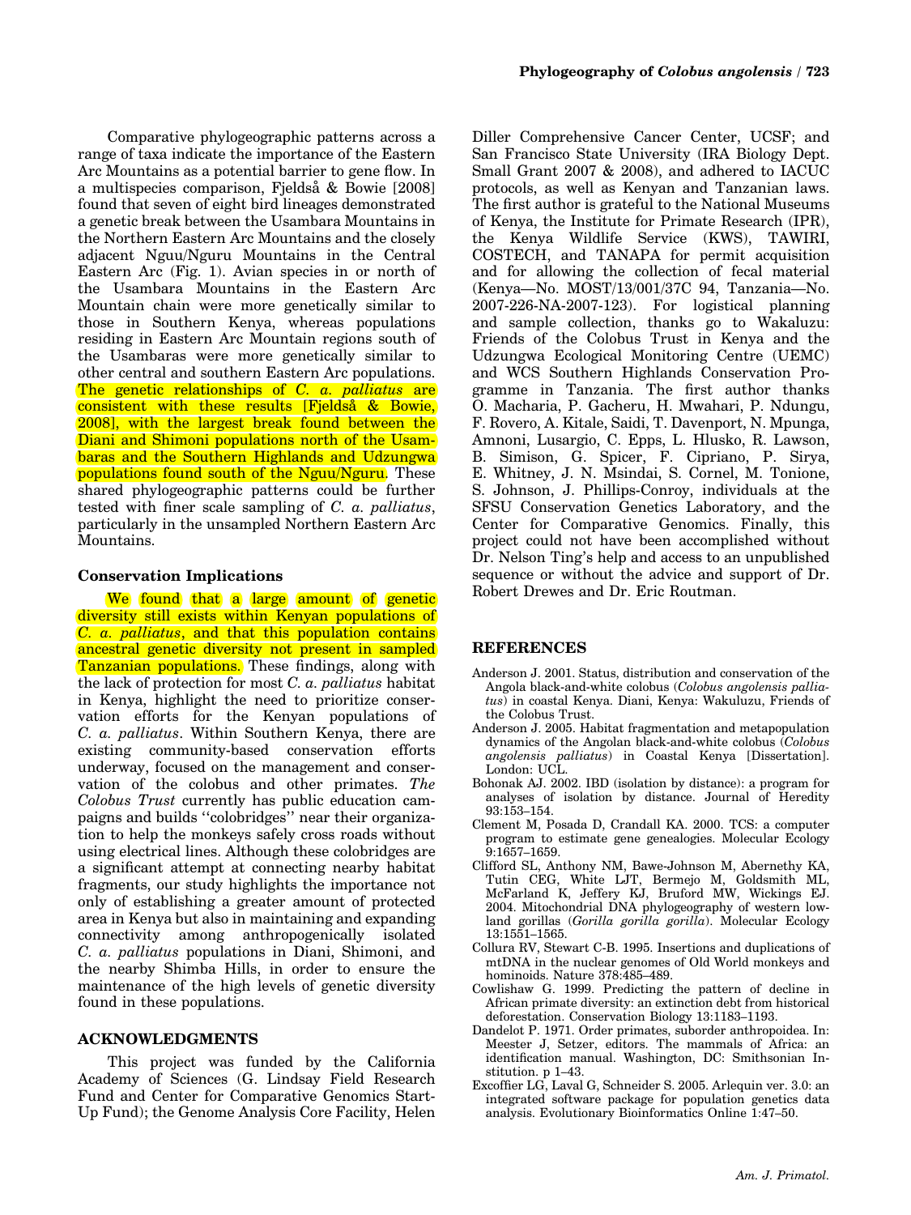Comparative phylogeographic patterns across a range of taxa indicate the importance of the Eastern Arc Mountains as a potential barrier to gene flow. In a multispecies comparison, Fjeldså & Bowie [2008] found that seven of eight bird lineages demonstrated a genetic break between the Usambara Mountains in the Northern Eastern Arc Mountains and the closely adjacent Nguu/Nguru Mountains in the Central Eastern Arc (Fig. 1). Avian species in or north of the Usambara Mountains in the Eastern Arc Mountain chain were more genetically similar to those in Southern Kenya, whereas populations residing in Eastern Arc Mountain regions south of the Usambaras were more genetically similar to other central and southern Eastern Arc populations. The genetic relationships of *C. a. palliatus* are consistent with these results [Fjeldså & Bowie, 2008], with the largest break found between the Diani and Shimoni populations north of the Usambaras and the Southern Highlands and Udzungwa populations found south of the Nguu/Nguru. These shared phylogeographic patterns could be further tested with finer scale sampling of *C. a. palliatus*, particularly in the unsampled Northern Eastern Arc Mountains.

### Conservation Implications

We found that a large amount of genetic diversity still exists within Kenyan populations of *C. a. palliatus*, and that this population contains ancestral genetic diversity not present in sampled Tanzanian populations. These findings, along with the lack of protection for most *C. a. palliatus* habitat in Kenya, highlight the need to prioritize conservation efforts for the Kenyan populations of *C. a. palliatus*. Within Southern Kenya, there are existing community-based conservation efforts underway, focused on the management and conservation of the colobus and other primates. *The Colobus Trust* currently has public education campaigns and builds ''colobridges'' near their organization to help the monkeys safely cross roads without using electrical lines. Although these colobridges are a significant attempt at connecting nearby habitat fragments, our study highlights the importance not only of establishing a greater amount of protected area in Kenya but also in maintaining and expanding connectivity among anthropogenically isolated *C. a. palliatus* populations in Diani, Shimoni, and the nearby Shimba Hills, in order to ensure the maintenance of the high levels of genetic diversity found in these populations.

## ACKNOWLEDGMENTS

This project was funded by the California Academy of Sciences (G. Lindsay Field Research Fund and Center for Comparative Genomics Start-Up Fund); the Genome Analysis Core Facility, Helen Diller Comprehensive Cancer Center, UCSF; and San Francisco State University (IRA Biology Dept. Small Grant 2007 & 2008), and adhered to IACUC protocols, as well as Kenyan and Tanzanian laws. The first author is grateful to the National Museums of Kenya, the Institute for Primate Research (IPR), the Kenya Wildlife Service (KWS), TAWIRI, COSTECH, and TANAPA for permit acquisition and for allowing the collection of fecal material (Kenya—No. MOST/13/001/37C 94, Tanzania—No. 2007-226-NA-2007-123). For logistical planning and sample collection, thanks go to Wakaluzu: Friends of the Colobus Trust in Kenya and the Udzungwa Ecological Monitoring Centre (UEMC) and WCS Southern Highlands Conservation Programme in Tanzania. The first author thanks O. Macharia, P. Gacheru, H. Mwahari, P. Ndungu, F. Rovero, A. Kitale, Saidi, T. Davenport, N. Mpunga, Amnoni, Lusargio, C. Epps, L. Hlusko, R. Lawson, B. Simison, G. Spicer, F. Cipriano, P. Sirya, E. Whitney, J. N. Msindai, S. Cornel, M. Tonione, S. Johnson, J. Phillips-Conroy, individuals at the SFSU Conservation Genetics Laboratory, and the Center for Comparative Genomics. Finally, this project could not have been accomplished without Dr. Nelson Ting's help and access to an unpublished sequence or without the advice and support of Dr. Robert Drewes and Dr. Eric Routman.

## REFERENCES

Anderson J. 2001. Status, distribution and conservation of the Angola black-and-white colobus (*Colobus angolensis palliatus*) in coastal Kenya. Diani, Kenya: Wakuluzu, Friends of the Colobus Trust.

Anderson J. 2005. Habitat fragmentation and metapopulation dynamics of the Angolan black-and-white colobus (*Colobus angolensis palliatus*) in Coastal Kenya [Dissertation]. London: UCL.

Bohonak AJ. 2002. IBD (isolation by distance): a program for analyses of isolation by distance. Journal of Heredity 93:153–154.

Clement M, Posada D, Crandall KA. 2000. TCS: a computer program to estimate gene genealogies. Molecular Ecology 9:1657–1659.

Clifford SL, Anthony NM, Bawe-Johnson M, Abernethy KA, Tutin CEG, White LJT, Bermejo M, Goldsmith ML, McFarland K, Jeffery KJ, Bruford MW, Wickings EJ. 2004. Mitochondrial DNA phylogeography of western lowland gorillas (*Gorilla gorilla gorilla*). Molecular Ecology 13:1551–1565.

Collura RV, Stewart C-B. 1995. Insertions and duplications of mtDNA in the nuclear genomes of Old World monkeys and hominoids. Nature 378:485–489.

Cowlishaw G. 1999. Predicting the pattern of decline in African primate diversity: an extinction debt from historical deforestation. Conservation Biology 13:1183–1193.

Dandelot P. 1971. Order primates, suborder anthropoidea. In: Meester J, Setzer, editors. The mammals of Africa: an identification manual. Washington, DC: Smithsonian Institution. p 1–43.

Excoffier LG, Laval G, Schneider S. 2005. Arlequin ver. 3.0: an integrated software package for population genetics data analysis. Evolutionary Bioinformatics Online 1:47–50.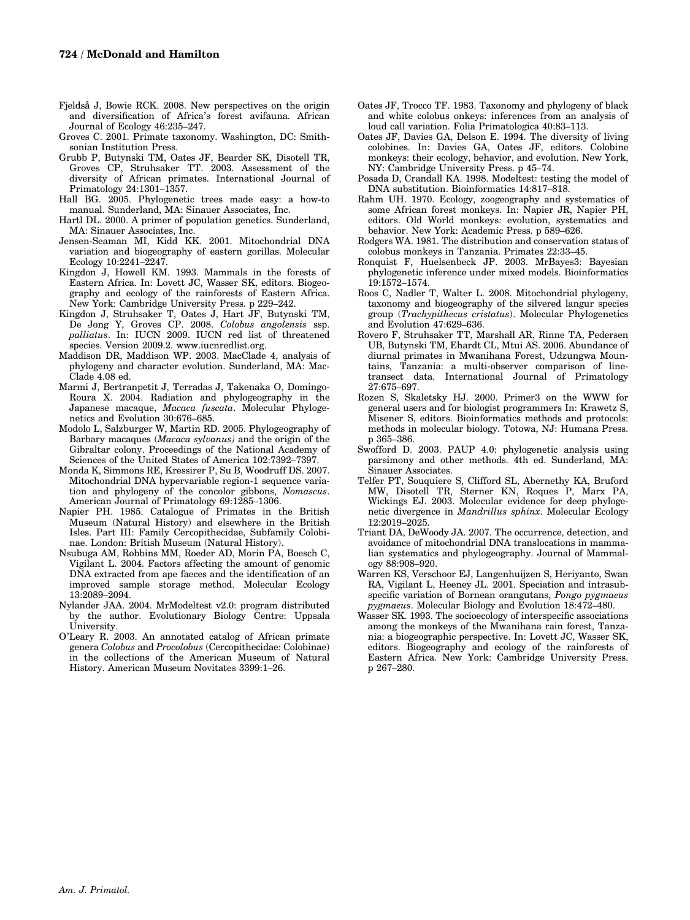Fjeldså J, Bowie RCK. 2008. New perspectives on the origin and diversification of Africa's forest avifauna. African Journal of Ecology 46:235–247.

Groves C. 2001. Primate taxonomy. Washington, DC: Smithsonian Institution Press.

Grubb P, Butynski TM, Oates JF, Bearder SK, Disotell TR, Groves CP, Struhsaker TT. 2003. Assessment of the diversity of African primates. International Journal of Primatology 24:1301–1357.

Hall BG. 2005. Phylogenetic trees made easy: a how-to manual. Sunderland, MA: Sinauer Associates, Inc.

Hartl DL. 2000. A primer of population genetics. Sunderland, MA: Sinauer Associates, Inc.

Jensen-Seaman MI, Kidd KK. 2001. Mitochondrial DNA variation and biogeography of eastern gorillas. Molecular Ecology 10:2241–2247.

Kingdon J, Howell KM. 1993. Mammals in the forests of Eastern Africa. In: Lovett JC, Wasser SK, editors. Biogeography and ecology of the rainforests of Eastern Africa. New York: Cambridge University Press. p 229–242.

Kingdon J, Struhsaker T, Oates J, Hart JF, Butynski TM, De Jong Y, Groves CP. 2008. *Colobus angolensis* ssp. *palliatus*. In: IUCN 2009. IUCN red list of threatened species. Version 2009.2. www.iucnredlist.org.

Maddison DR, Maddison WP. 2003. MacClade 4, analysis of phylogeny and character evolution. Sunderland, MA: MacClade 4.08 ed.

Marmi J, Bertranpetit J, Terradas J, Takenaka O, Domingo-Roura X. 2004. Radiation and phylogeography in the Japanese macaque, *Macaca fuscata*. Molecular Phylogenetics and Evolution 30:676–685.

Modolo L, Salzburger W, Martin RD. 2005. Phylogeography of Barbary macaques (*Macaca sylvanus)* and the origin of the Gibraltar colony. Proceedings of the National Academy of Sciences of the United States of America 102:7392–7397.

Monda K, Simmons RE, Kressirer P, Su B, Woodruff DS. 2007. Mitochondrial DNA hypervariable region-1 sequence variation and phylogeny of the concolor gibbons, *Nomascus*. American Journal of Primatology 69:1285–1306.

Napier PH. 1985. Catalogue of Primates in the British Museum (Natural History) and elsewhere in the British Isles. Part III: Family Cercopithecidae, Subfamily Colobinae. London: British Museum (Natural History).

Nsubuga AM, Robbins MM, Roeder AD, Morin PA, Boesch C, Vigilant L. 2004. Factors affecting the amount of genomic DNA extracted from ape faeces and the identification of an improved sample storage method. Molecular Ecology 13:2089–2094.

Nylander JAA. 2004. MrModeltest v2.0: program distributed by the author. Evolutionary Biology Centre: Uppsala University.

O'Leary R. 2003. An annotated catalog of African primate genera *Colobus* and *Procolobus* (Cercopithecidae: Colobinae) in the collections of the American Museum of Natural History. American Museum Novitates 3399:1–26.

Oates JF, Trocco TF. 1983. Taxonomy and phylogeny of black and white colobus onkeys: inferences from an analysis of loud call variation. Folia Primatologica 40:83–113.

Oates JF, Davies GA, Delson E. 1994. The diversity of living colobines. In: Davies GA, Oates JF, editors. Colobine monkeys: their ecology, behavior, and evolution. New York, NY: Cambridge University Press. p 45–74.

Posada D, Crandall KA. 1998. Modeltest: testing the model of DNA substitution. Bioinformatics 14:817–818.

Rahm UH. 1970. Ecology, zoogeography and systematics of some African forest monkeys. In: Napier JR, Napier PH, editors. Old World monkeys: evolution, systematics and behavior. New York: Academic Press. p 589–626.

Rodgers WA. 1981. The distribution and conservation status of colobus monkeys in Tanzania. Primates 22:33–45.

Ronquist F, Huelsenbeck JP. 2003. MrBayes3: Bayesian phylogenetic inference under mixed models. Bioinformatics 19:1572–1574.

Roos C, Nadler T, Walter L. 2008. Mitochondrial phylogeny, taxonomy and biogeography of the silvered langur species group (*Trachypithecus cristatus*). Molecular Phylogenetics and Evolution 47:629–636.

Rovero F, Struhsaker TT, Marshall AR, Rinne TA, Pedersen UB, Butynski TM, Ehardt CL, Mtui AS. 2006. Abundance of diurnal primates in Mwanihana Forest, Udzungwa Mountains, Tanzania: a multi-observer comparison of line-transect data. International Journal of Primatology 27:675–697.

Rozen S, Skaletsky HJ. 2000. Primer3 on the WWW for general users and for biologist programmers In: Krawetz S, Misener S, editors. Bioinformatics methods and protocols: methods in molecular biology. Totowa, NJ: Humana Press. p 365–386.

Swofford D. 2003. PAUP 4.0: phylogenetic analysis using parsimony and other methods. 4th ed. Sunderland, MA: Sinauer Associates.

Telfer PT, Souquiere S, Clifford SL, Abernethy KA, Bruford MW, Disotell TR, Sterner KN, Roques P, Marx PA, Wickings EJ. 2003. Molecular evidence for deep phylogenetic divergence in *Mandrillus sphinx*. Molecular Ecology 12:2019–2025.

Triant DA, DeWoody JA. 2007. The occurrence, detection, and avoidance of mitochondrial DNA translocations in mammalian systematics and phylogeography. Journal of Mammalogy 88:908–920.

Warren KS, Verschoor EJ, Langenhuijzen S, Heriyanto, Swan RA, Vigilant L, Heeney JL. 2001. Speciation and intrasubspecific variation of Bornean orangutans, *Pongo pygmaeus pygmaeus*. Molecular Biology and Evolution 18:472–480.

Wasser SK. 1993. The socioecology of interspecific associations among the monkeys of the Mwanihana rain forest, Tanzania: a biogeographic perspective. In: Lovett JC, Wasser SK, editors. Biogeography and ecology of the rainforests of Eastern Africa. New York: Cambridge University Press. p 267–280.